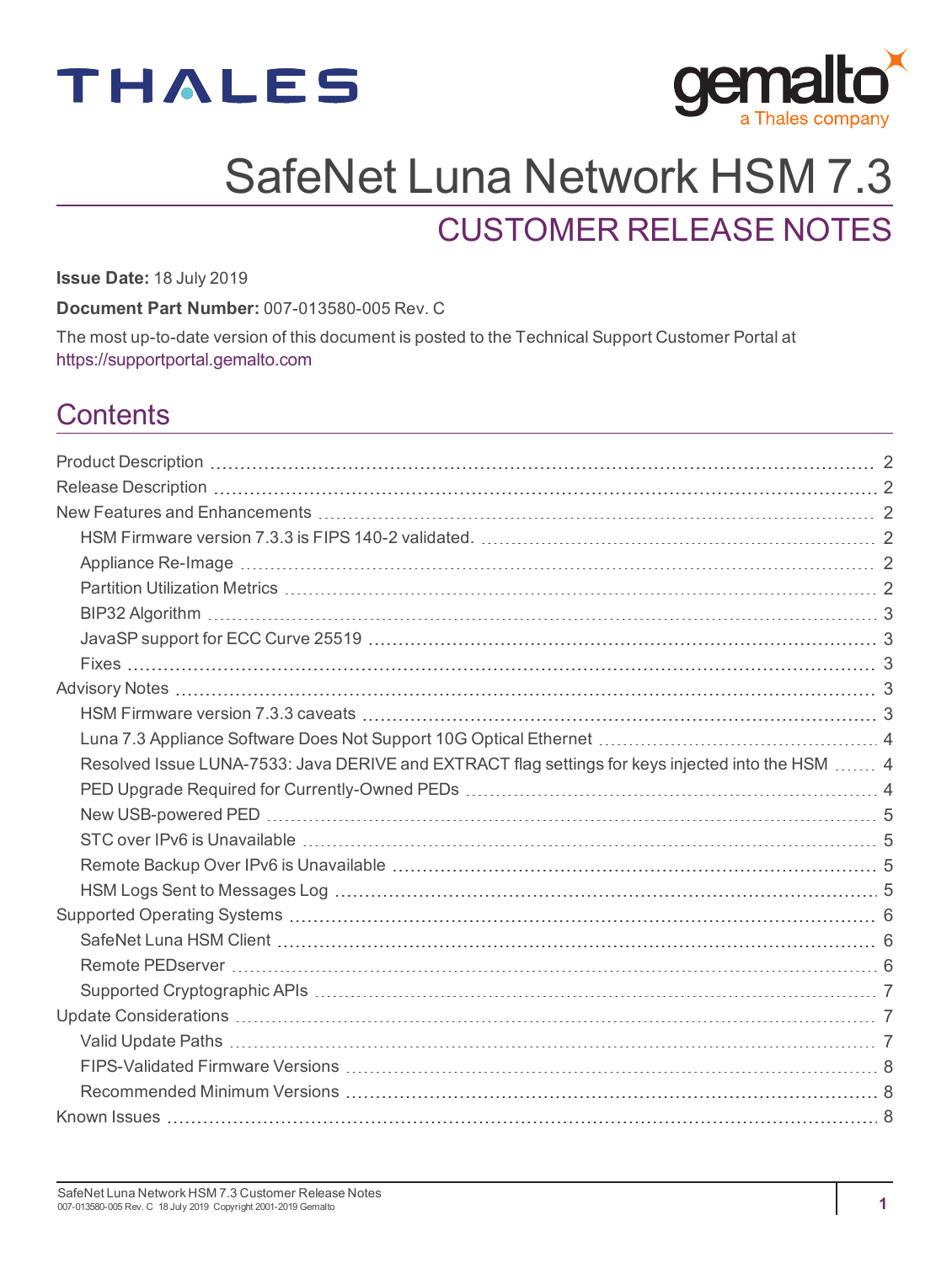# SafeNet Luna Network HSM 7.3

## CUSTOMER RELEASE NOTES

**Issue Date:** 18 July 2019

**Document Part Number:** 007-013580-005 Rev. C

The most up-to-date version of this document is posted to the Technical Support Customer Portal at https://supportportal.gemalto.com

## Contents

- Product Description 2
- Release Description 2
- New Features and Enhancements 2
  - HSM Firmware version 7.3.3 is FIPS 140-2 validated. 2
  - Appliance Re-Image 2
  - Partition Utilization Metrics 2
  - BIP32 Algorithm 3
  - JavaSP support for ECC Curve 25519 3
  - Fixes 3
- Advisory Notes 3
  - HSM Firmware version 7.3.3 caveats 3
  - Luna 7.3 Appliance Software Does Not Support 10G Optical Ethernet 4
  - Resolved Issue LUNA-7533: Java DERIVE and EXTRACT flag settings for keys injected into the HSM 4
  - PED Upgrade Required for Currently-Owned PEDs 4
  - New USB-powered PED 5
  - STC over IPv6 is Unavailable 5
  - Remote Backup Over IPv6 is Unavailable 5
  - HSM Logs Sent to Messages Log 5
- Supported Operating Systems 6
  - SafeNet Luna HSM Client 6
  - Remote PEDserver 6
  - Supported Cryptographic APIs 7
- Update Considerations 7
  - Valid Update Paths 7
  - FIPS-Validated Firmware Versions 8
  - Recommended Minimum Versions 8
- Known Issues 8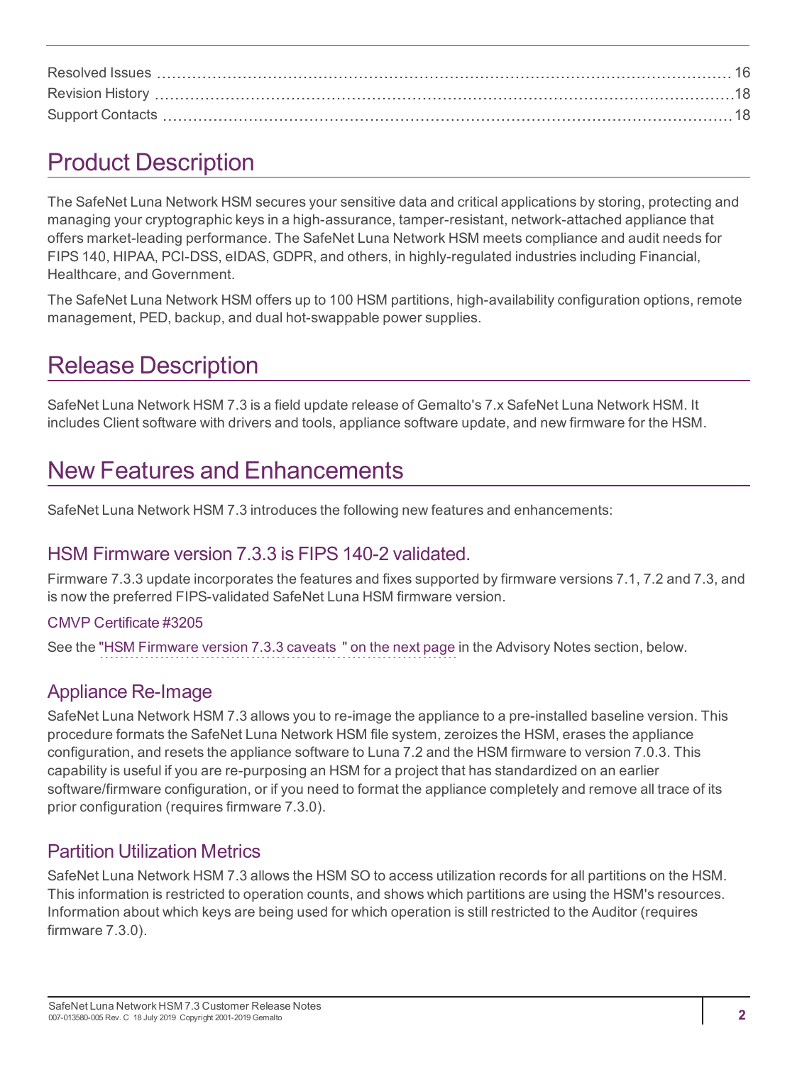Resolved Issues ... 16
Revision History ... 18
Support Contacts ... 18

# Product Description

The SafeNet Luna Network HSM secures your sensitive data and critical applications by storing, protecting and managing your cryptographic keys in a high-assurance, tamper-resistant, network-attached appliance that offers market-leading performance. The SafeNet Luna Network HSM meets compliance and audit needs for FIPS 140, HIPAA, PCI-DSS, eIDAS, GDPR, and others, in highly-regulated industries including Financial, Healthcare, and Government.

The SafeNet Luna Network HSM offers up to 100 HSM partitions, high-availability configuration options, remote management, PED, backup, and dual hot-swappable power supplies.

# Release Description

SafeNet Luna Network HSM 7.3 is a field update release of Gemalto's 7.x SafeNet Luna Network HSM. It includes Client software with drivers and tools, appliance software update, and new firmware for the HSM.

# New Features and Enhancements

SafeNet Luna Network HSM 7.3 introduces the following new features and enhancements:

## HSM Firmware version 7.3.3 is FIPS 140-2 validated.

Firmware 7.3.3 update incorporates the features and fixes supported by firmware versions 7.1, 7.2 and 7.3, and is now the preferred FIPS-validated SafeNet Luna HSM firmware version.

### CMVP Certificate #3205

See the "HSM Firmware version 7.3.3 caveats " on the next page in the Advisory Notes section, below.

## Appliance Re-Image

SafeNet Luna Network HSM 7.3 allows you to re-image the appliance to a pre-installed baseline version. This procedure formats the SafeNet Luna Network HSM file system, zeroizes the HSM, erases the appliance configuration, and resets the appliance software to Luna 7.2 and the HSM firmware to version 7.0.3. This capability is useful if you are re-purposing an HSM for a project that has standardized on an earlier software/firmware configuration, or if you need to format the appliance completely and remove all trace of its prior configuration (requires firmware 7.3.0).

## Partition Utilization Metrics

SafeNet Luna Network HSM 7.3 allows the HSM SO to access utilization records for all partitions on the HSM. This information is restricted to operation counts, and shows which partitions are using the HSM's resources. Information about which keys are being used for which operation is still restricted to the Auditor (requires firmware 7.3.0).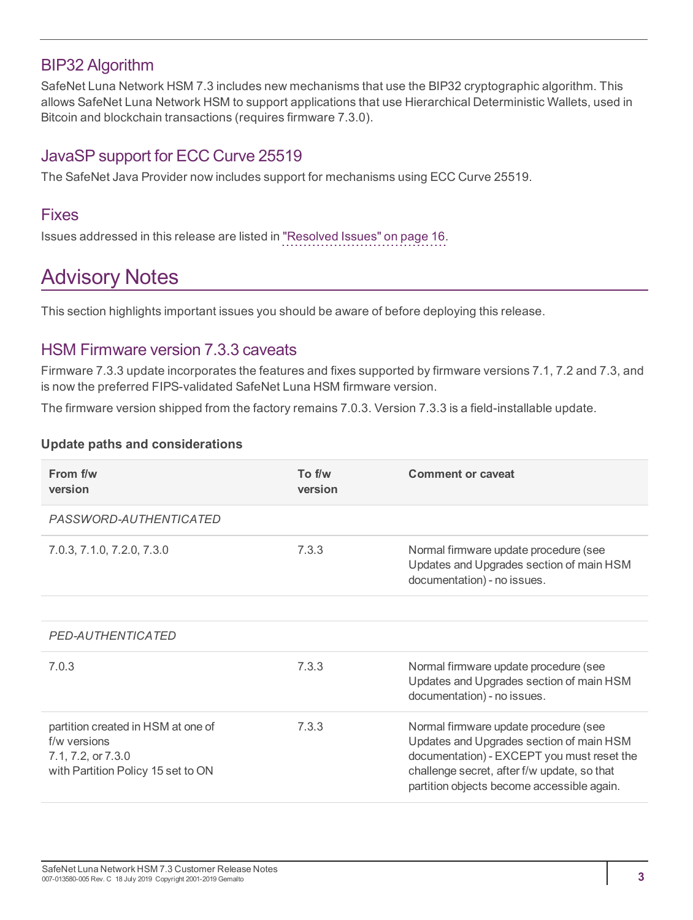## BIP32 Algorithm

SafeNet Luna Network HSM 7.3 includes new mechanisms that use the BIP32 cryptographic algorithm. This allows SafeNet Luna Network HSM to support applications that use Hierarchical Deterministic Wallets, used in Bitcoin and blockchain transactions (requires firmware 7.3.0).

## JavaSP support for ECC Curve 25519

The SafeNet Java Provider now includes support for mechanisms using ECC Curve 25519.

## Fixes

Issues addressed in this release are listed in "Resolved Issues" on page 16.

# Advisory Notes

This section highlights important issues you should be aware of before deploying this release.

## HSM Firmware version 7.3.3 caveats

Firmware 7.3.3 update incorporates the features and fixes supported by firmware versions 7.1, 7.2 and 7.3, and is now the preferred FIPS-validated SafeNet Luna HSM firmware version.

The firmware version shipped from the factory remains 7.0.3. Version 7.3.3 is a field-installable update.

**Update paths and considerations**

| From f/w version | To f/w version | Comment or caveat |
|---|---|---|
| *PASSWORD-AUTHENTICATED* | | |
| 7.0.3, 7.1.0, 7.2.0, 7.3.0 | 7.3.3 | Normal firmware update procedure (see Updates and Upgrades section of main HSM documentation) - no issues. |
| | | |
| *PED-AUTHENTICATED* | | |
| 7.0.3 | 7.3.3 | Normal firmware update procedure (see Updates and Upgrades section of main HSM documentation) - no issues. |
| partition created in HSM at one of f/w versions 7.1, 7.2, or 7.3.0 with Partition Policy 15 set to ON | 7.3.3 | Normal firmware update procedure (see Updates and Upgrades section of main HSM documentation) - EXCEPT you must reset the challenge secret, after f/w update, so that partition objects become accessible again. |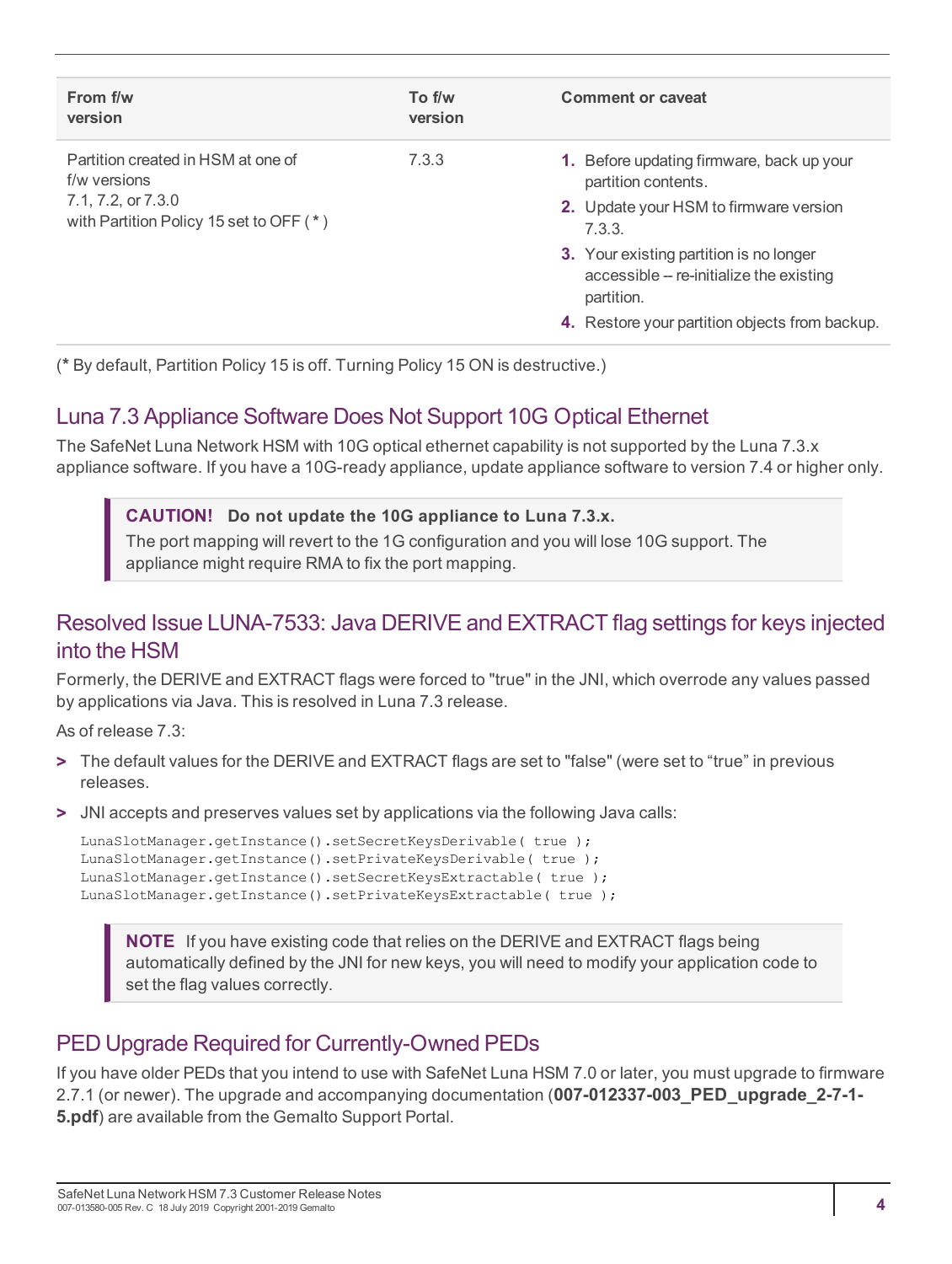| From f/w version | To f/w version | Comment or caveat |
|---|---|---|
| Partition created in HSM at one of f/w versions 7.1, 7.2, or 7.3.0 with Partition Policy 15 set to OFF ( * ) | 7.3.3 | **1.** Before updating firmware, back up your partition contents. **2.** Update your HSM to firmware version 7.3.3. **3.** Your existing partition is no longer accessible -- re-initialize the existing partition. **4.** Restore your partition objects from backup. |

(**\*** By default, Partition Policy 15 is off. Turning Policy 15 ON is destructive.)

## Luna 7.3 Appliance Software Does Not Support 10G Optical Ethernet

The SafeNet Luna Network HSM with 10G optical ethernet capability is not supported by the Luna 7.3.x appliance software. If you have a 10G-ready appliance, update appliance software to version 7.4 or higher only.

> **CAUTION! Do not update the 10G appliance to Luna 7.3.x.**
> The port mapping will revert to the 1G configuration and you will lose 10G support. The appliance might require RMA to fix the port mapping.

## Resolved Issue LUNA-7533: Java DERIVE and EXTRACT flag settings for keys injected into the HSM

Formerly, the DERIVE and EXTRACT flags were forced to "true" in the JNI, which overrode any values passed by applications via Java. This is resolved in Luna 7.3 release.

As of release 7.3:

- The default values for the DERIVE and EXTRACT flags are set to "false" (were set to "true" in previous releases.
- JNI accepts and preserves values set by applications via the following Java calls:

```
LunaSlotManager.getInstance().setSecretKeysDerivable( true );
LunaSlotManager.getInstance().setPrivateKeysDerivable( true );
LunaSlotManager.getInstance().setSecretKeysExtractable( true );
LunaSlotManager.getInstance().setPrivateKeysExtractable( true );
```

> **NOTE** If you have existing code that relies on the DERIVE and EXTRACT flags being automatically defined by the JNI for new keys, you will need to modify your application code to set the flag values correctly.

## PED Upgrade Required for Currently-Owned PEDs

If you have older PEDs that you intend to use with SafeNet Luna HSM 7.0 or later, you must upgrade to firmware 2.7.1 (or newer). The upgrade and accompanying documentation (**007-012337-003_PED_upgrade_2-7-1-5.pdf**) are available from the Gemalto Support Portal.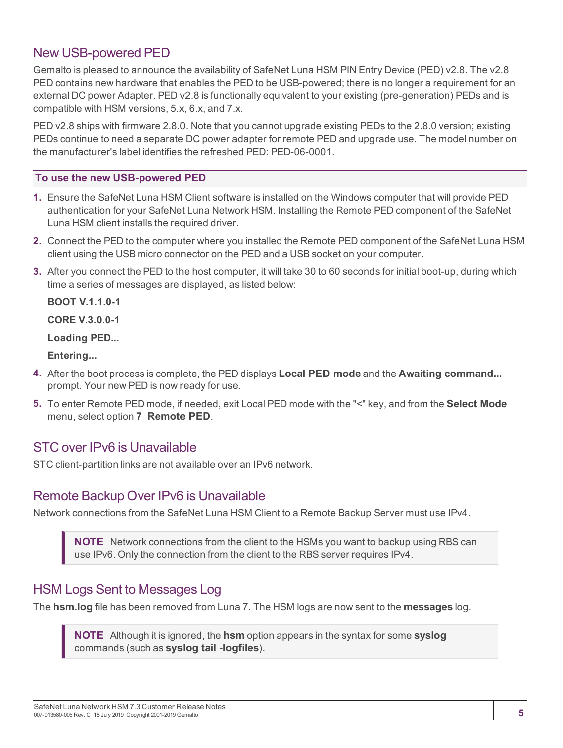## New USB-powered PED

Gemalto is pleased to announce the availability of SafeNet Luna HSM PIN Entry Device (PED) v2.8. The v2.8 PED contains new hardware that enables the PED to be USB-powered; there is no longer a requirement for an external DC power Adapter. PED v2.8 is functionally equivalent to your existing (pre-generation) PEDs and is compatible with HSM versions, 5.x, 6.x, and 7.x.

PED v2.8 ships with firmware 2.8.0. Note that you cannot upgrade existing PEDs to the 2.8.0 version; existing PEDs continue to need a separate DC power adapter for remote PED and upgrade use. The model number on the manufacturer's label identifies the refreshed PED: PED-06-0001.

**To use the new USB-powered PED**

1. Ensure the SafeNet Luna HSM Client software is installed on the Windows computer that will provide PED authentication for your SafeNet Luna Network HSM. Installing the Remote PED component of the SafeNet Luna HSM client installs the required driver.
2. Connect the PED to the computer where you installed the Remote PED component of the SafeNet Luna HSM client using the USB micro connector on the PED and a USB socket on your computer.
3. After you connect the PED to the host computer, it will take 30 to 60 seconds for initial boot-up, during which time a series of messages are displayed, as listed below:

   **BOOT V.1.1.0-1**

   **CORE V.3.0.0-1**

   **Loading PED...**

   **Entering...**
4. After the boot process is complete, the PED displays **Local PED mode** and the **Awaiting command...** prompt. Your new PED is now ready for use.
5. To enter Remote PED mode, if needed, exit Local PED mode with the "<" key, and from the **Select Mode** menu, select option **7 Remote PED**.

## STC over IPv6 is Unavailable

STC client-partition links are not available over an IPv6 network.

## Remote Backup Over IPv6 is Unavailable

Network connections from the SafeNet Luna HSM Client to a Remote Backup Server must use IPv4.

> **NOTE** Network connections from the client to the HSMs you want to backup using RBS can use IPv6. Only the connection from the client to the RBS server requires IPv4.

## HSM Logs Sent to Messages Log

The **hsm.log** file has been removed from Luna 7. The HSM logs are now sent to the **messages** log.

> **NOTE** Although it is ignored, the **hsm** option appears in the syntax for some **syslog** commands (such as **syslog tail -logfiles**).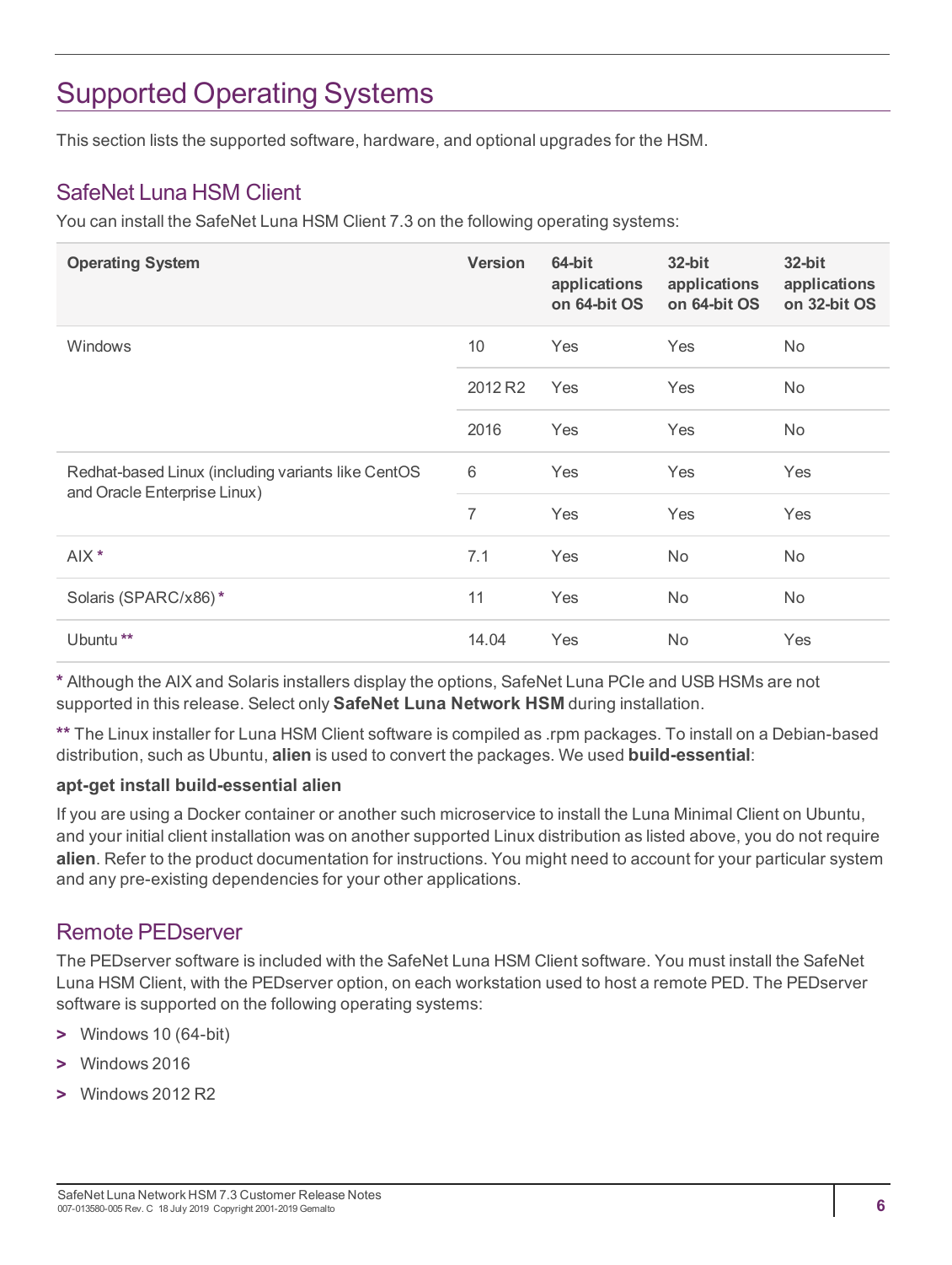# Supported Operating Systems

This section lists the supported software, hardware, and optional upgrades for the HSM.

## SafeNet Luna HSM Client

You can install the SafeNet Luna HSM Client 7.3 on the following operating systems:

| Operating System | Version | 64-bit applications on 64-bit OS | 32-bit applications on 64-bit OS | 32-bit applications on 32-bit OS |
|---|---|---|---|---|
| Windows | 10 | Yes | Yes | No |
| | 2012 R2 | Yes | Yes | No |
| | 2016 | Yes | Yes | No |
| Redhat-based Linux (including variants like CentOS and Oracle Enterprise Linux) | 6 | Yes | Yes | Yes |
| | 7 | Yes | Yes | Yes |
| AIX * | 7.1 | Yes | No | No |
| Solaris (SPARC/x86) * | 11 | Yes | No | No |
| Ubuntu ** | 14.04 | Yes | No | Yes |

**\*** Although the AIX and Solaris installers display the options, SafeNet Luna PCIe and USB HSMs are not supported in this release. Select only **SafeNet Luna Network HSM** during installation.

**\*\*** The Linux installer for Luna HSM Client software is compiled as .rpm packages. To install on a Debian-based distribution, such as Ubuntu, **alien** is used to convert the packages. We used **build-essential**:

**apt-get install build-essential alien**

If you are using a Docker container or another such microservice to install the Luna Minimal Client on Ubuntu, and your initial client installation was on another supported Linux distribution as listed above, you do not require **alien**. Refer to the product documentation for instructions. You might need to account for your particular system and any pre-existing dependencies for your other applications.

## Remote PEDserver

The PEDserver software is included with the SafeNet Luna HSM Client software. You must install the SafeNet Luna HSM Client, with the PEDserver option, on each workstation used to host a remote PED. The PEDserver software is supported on the following operating systems:

- Windows 10 (64-bit)
- Windows 2016
- Windows 2012 R2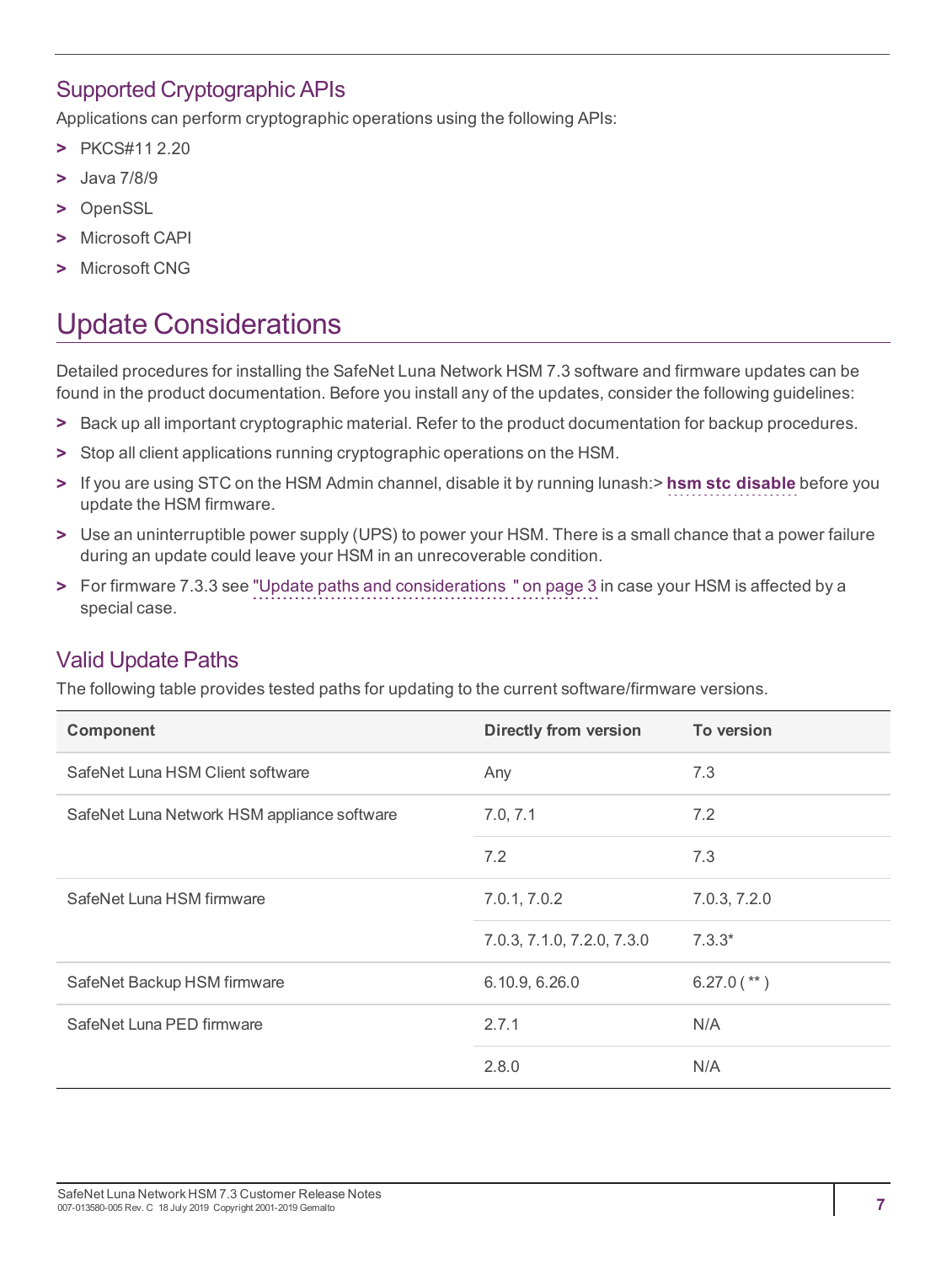## Supported Cryptographic APIs

Applications can perform cryptographic operations using the following APIs:

- PKCS#11 2.20
- Java 7/8/9
- OpenSSL
- Microsoft CAPI
- Microsoft CNG

# Update Considerations

Detailed procedures for installing the SafeNet Luna Network HSM 7.3 software and firmware updates can be found in the product documentation. Before you install any of the updates, consider the following guidelines:

- Back up all important cryptographic material. Refer to the product documentation for backup procedures.
- Stop all client applications running cryptographic operations on the HSM.
- If you are using STC on the HSM Admin channel, disable it by running lunash:> **hsm stc disable** before you update the HSM firmware.
- Use an uninterruptible power supply (UPS) to power your HSM. There is a small chance that a power failure during an update could leave your HSM in an unrecoverable condition.
- For firmware 7.3.3 see "Update paths and considerations " on page 3 in case your HSM is affected by a special case.

## Valid Update Paths

The following table provides tested paths for updating to the current software/firmware versions.

| Component | Directly from version | To version |
|---|---|---|
| SafeNet Luna HSM Client software | Any | 7.3 |
| SafeNet Luna Network HSM appliance software | 7.0, 7.1 | 7.2 |
| | 7.2 | 7.3 |
| SafeNet Luna HSM firmware | 7.0.1, 7.0.2 | 7.0.3, 7.2.0 |
| | 7.0.3, 7.1.0, 7.2.0, 7.3.0 | 7.3.3* |
| SafeNet Backup HSM firmware | 6.10.9, 6.26.0 | 6.27.0 ( ** ) |
| SafeNet Luna PED firmware | 2.7.1 | N/A |
| | 2.8.0 | N/A |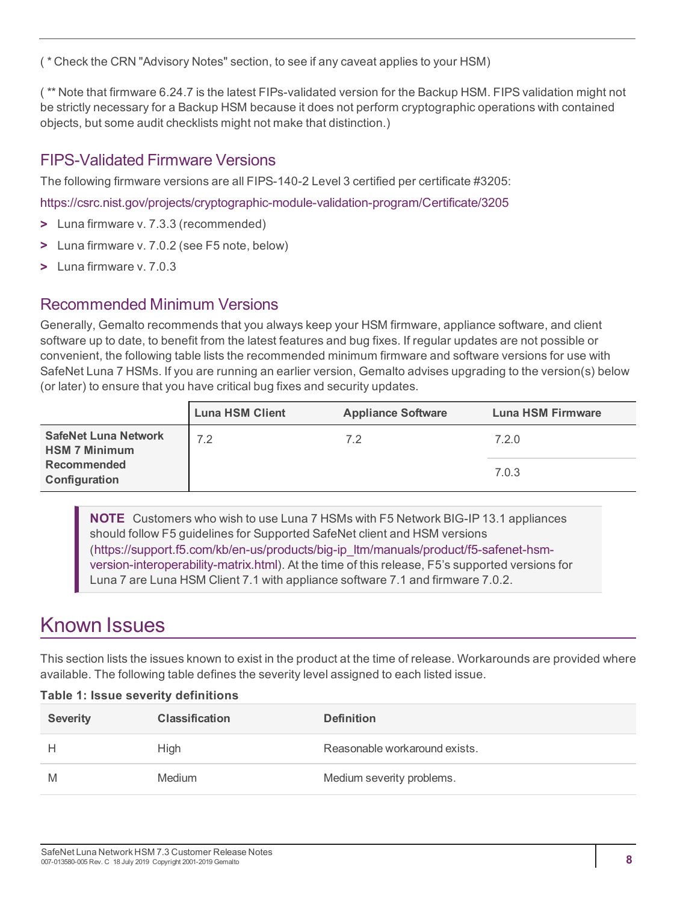( * Check the CRN "Advisory Notes" section, to see if any caveat applies to your HSM)

( ** Note that firmware 6.24.7 is the latest FIPs-validated version for the Backup HSM. FIPS validation might not be strictly necessary for a Backup HSM because it does not perform cryptographic operations with contained objects, but some audit checklists might not make that distinction.)

## FIPS-Validated Firmware Versions

The following firmware versions are all FIPS-140-2 Level 3 certified per certificate #3205:

https://csrc.nist.gov/projects/cryptographic-module-validation-program/Certificate/3205

- Luna firmware v. 7.3.3 (recommended)
- Luna firmware v. 7.0.2 (see F5 note, below)
- Luna firmware v. 7.0.3

## Recommended Minimum Versions

Generally, Gemalto recommends that you always keep your HSM firmware, appliance software, and client software up to date, to benefit from the latest features and bug fixes. If regular updates are not possible or convenient, the following table lists the recommended minimum firmware and software versions for use with SafeNet Luna 7 HSMs. If you are running an earlier version, Gemalto advises upgrading to the version(s) below (or later) to ensure that you have critical bug fixes and security updates.

| | Luna HSM Client | Appliance Software | Luna HSM Firmware |
|---|---|---|---|
| **SafeNet Luna Network HSM 7 Minimum Recommended Configuration** | 7.2 | 7.2 | 7.2.0 |
| | | | 7.0.3 |

> **NOTE** Customers who wish to use Luna 7 HSMs with F5 Network BIG-IP 13.1 appliances should follow F5 guidelines for Supported SafeNet client and HSM versions (https://support.f5.com/kb/en-us/products/big-ip_ltm/manuals/product/f5-safenet-hsm-version-interoperability-matrix.html). At the time of this release, F5's supported versions for Luna 7 are Luna HSM Client 7.1 with appliance software 7.1 and firmware 7.0.2.

# Known Issues

This section lists the issues known to exist in the product at the time of release. Workarounds are provided where available. The following table defines the severity level assigned to each listed issue.

**Table 1: Issue severity definitions**

| Severity | Classification | Definition |
|---|---|---|
| H | High | Reasonable workaround exists. |
| M | Medium | Medium severity problems. |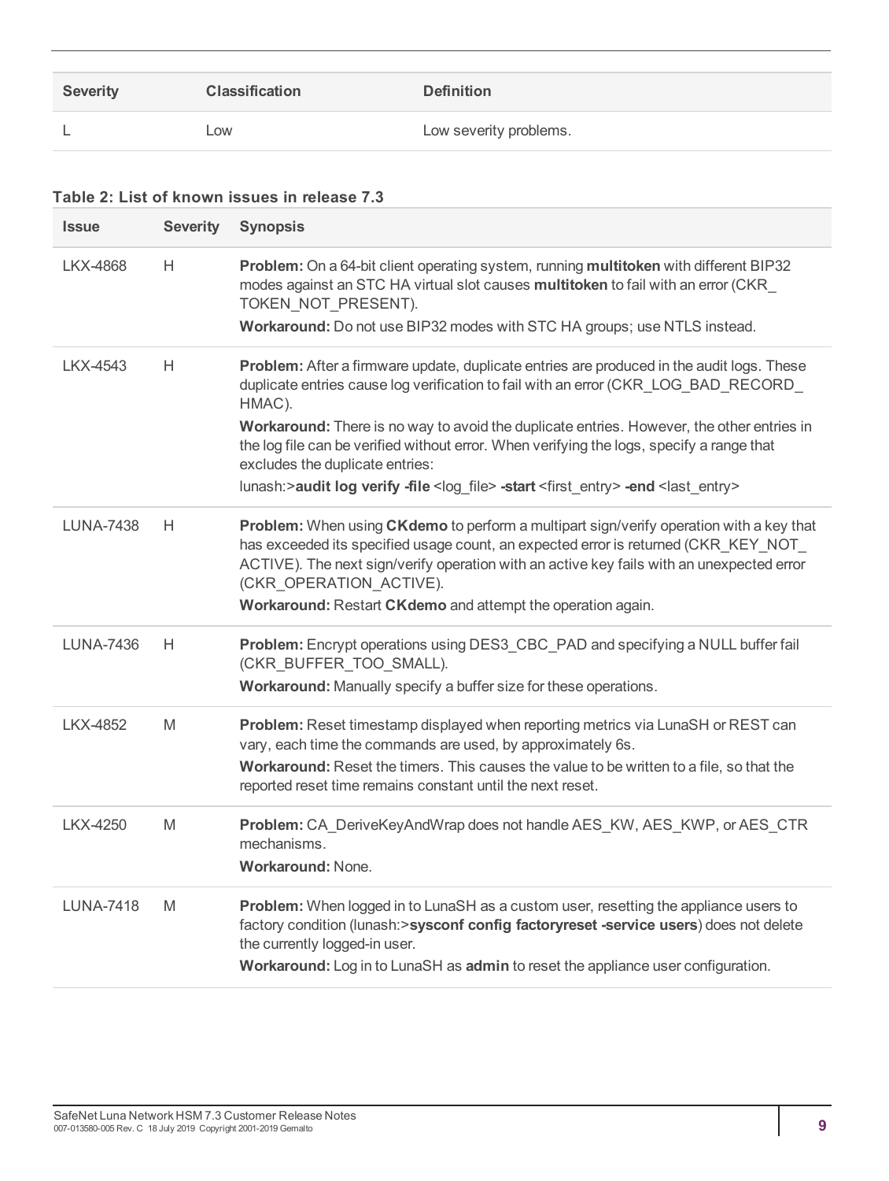| Severity | Classification | Definition |
|---|---|---|
| L | Low | Low severity problems. |

**Table 2: List of known issues in release 7.3**

| Issue | Severity | Synopsis |
|---|---|---|
| LKX-4868 | H | **Problem:** On a 64-bit client operating system, running **multitoken** with different BIP32 modes against an STC HA virtual slot causes **multitoken** to fail with an error (CKR_TOKEN_NOT_PRESENT).<br>**Workaround:** Do not use BIP32 modes with STC HA groups; use NTLS instead. |
| LKX-4543 | H | **Problem:** After a firmware update, duplicate entries are produced in the audit logs. These duplicate entries cause log verification to fail with an error (CKR_LOG_BAD_RECORD_HMAC).<br>**Workaround:** There is no way to avoid the duplicate entries. However, the other entries in the log file can be verified without error. When verifying the logs, specify a range that excludes the duplicate entries:<br>lunash:>**audit log verify -file** <log_file> **-start** <first_entry> **-end** <last_entry> |
| LUNA-7438 | H | **Problem:** When using **CKdemo** to perform a multipart sign/verify operation with a key that has exceeded its specified usage count, an expected error is returned (CKR_KEY_NOT_ACTIVE). The next sign/verify operation with an active key fails with an unexpected error (CKR_OPERATION_ACTIVE).<br>**Workaround:** Restart **CKdemo** and attempt the operation again. |
| LUNA-7436 | H | **Problem:** Encrypt operations using DES3_CBC_PAD and specifying a NULL buffer fail (CKR_BUFFER_TOO_SMALL).<br>**Workaround:** Manually specify a buffer size for these operations. |
| LKX-4852 | M | **Problem:** Reset timestamp displayed when reporting metrics via LunaSH or REST can vary, each time the commands are used, by approximately 6s.<br>**Workaround:** Reset the timers. This causes the value to be written to a file, so that the reported reset time remains constant until the next reset. |
| LKX-4250 | M | **Problem:** CA_DeriveKeyAndWrap does not handle AES_KW, AES_KWP, or AES_CTR mechanisms.<br>**Workaround:** None. |
| LUNA-7418 | M | **Problem:** When logged in to LunaSH as a custom user, resetting the appliance users to factory condition (lunash:>**sysconf config factoryreset -service users**) does not delete the currently logged-in user.<br>**Workaround:** Log in to LunaSH as **admin** to reset the appliance user configuration. |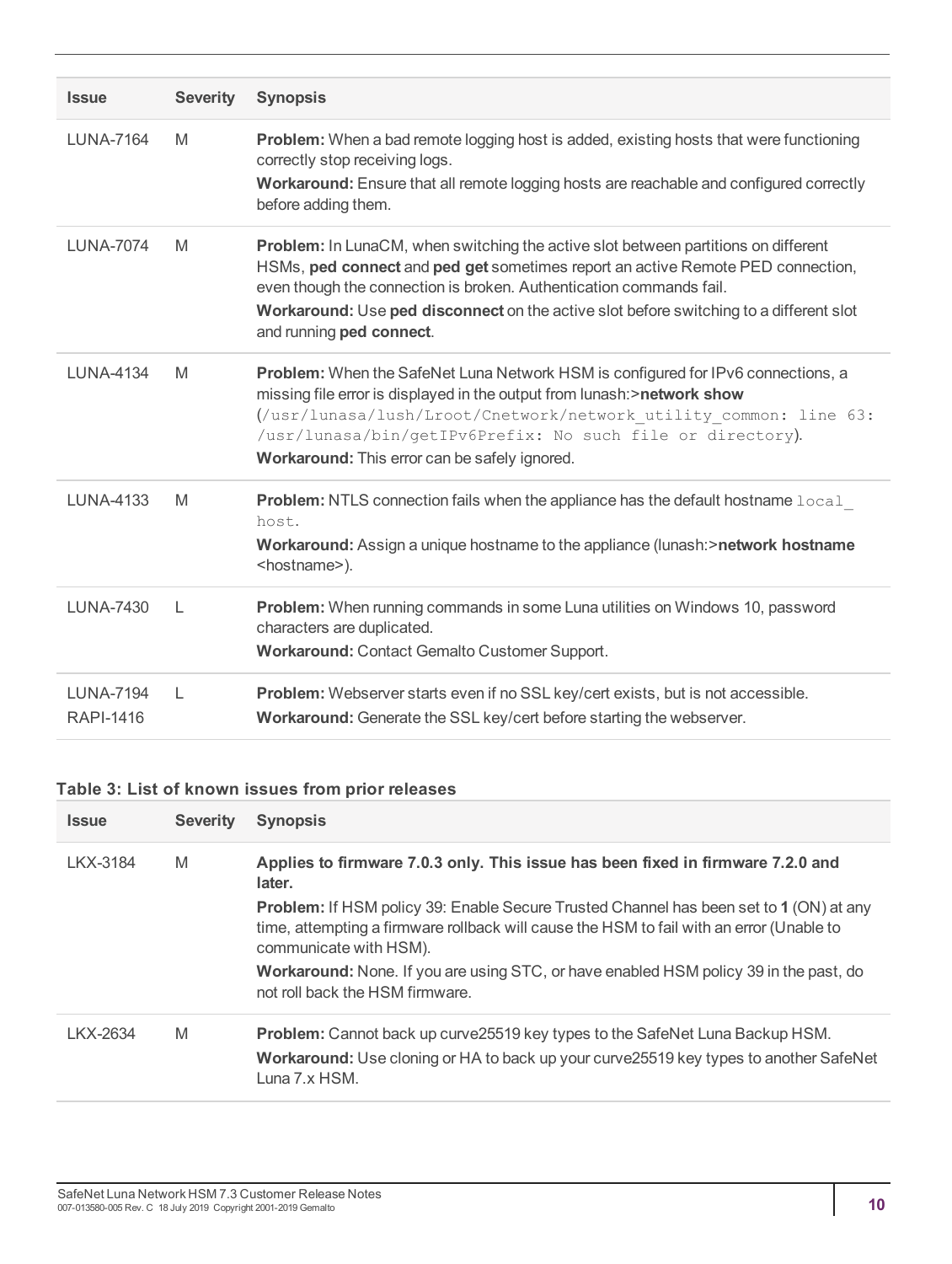| Issue | Severity | Synopsis |
| --- | --- | --- |
| LUNA-7164 | M | **Problem:** When a bad remote logging host is added, existing hosts that were functioning correctly stop receiving logs.<br>**Workaround:** Ensure that all remote logging hosts are reachable and configured correctly before adding them. |
| LUNA-7074 | M | **Problem:** In LunaCM, when switching the active slot between partitions on different HSMs, **ped connect** and **ped get** sometimes report an active Remote PED connection, even though the connection is broken. Authentication commands fail.<br>**Workaround:** Use **ped disconnect** on the active slot before switching to a different slot and running **ped connect**. |
| LUNA-4134 | M | **Problem:** When the SafeNet Luna Network HSM is configured for IPv6 connections, a missing file error is displayed in the output from lunash:>**network show** (`/usr/lunasa/lush/Lroot/Cnetwork/network_utility_common: line 63: /usr/lunasa/bin/getIPv6Prefix: No such file or directory`).<br>**Workaround:** This error can be safely ignored. |
| LUNA-4133 | M | **Problem:** NTLS connection fails when the appliance has the default hostname `local_host`.<br>**Workaround:** Assign a unique hostname to the appliance (lunash:>**network hostname** <hostname>). |
| LUNA-7430 | L | **Problem:** When running commands in some Luna utilities on Windows 10, password characters are duplicated.<br>**Workaround:** Contact Gemalto Customer Support. |
| LUNA-7194<br>RAPI-1416 | L | **Problem:** Webserver starts even if no SSL key/cert exists, but is not accessible.<br>**Workaround:** Generate the SSL key/cert before starting the webserver. |

**Table 3: List of known issues from prior releases**

| Issue | Severity | Synopsis |
| --- | --- | --- |
| LKX-3184 | M | **Applies to firmware 7.0.3 only. This issue has been fixed in firmware 7.2.0 and later.**<br>**Problem:** If HSM policy 39: Enable Secure Trusted Channel has been set to **1** (ON) at any time, attempting a firmware rollback will cause the HSM to fail with an error (Unable to communicate with HSM).<br>**Workaround:** None. If you are using STC, or have enabled HSM policy 39 in the past, do not roll back the HSM firmware. |
| LKX-2634 | M | **Problem:** Cannot back up curve25519 key types to the SafeNet Luna Backup HSM.<br>**Workaround:** Use cloning or HA to back up your curve25519 key types to another SafeNet Luna 7.x HSM. |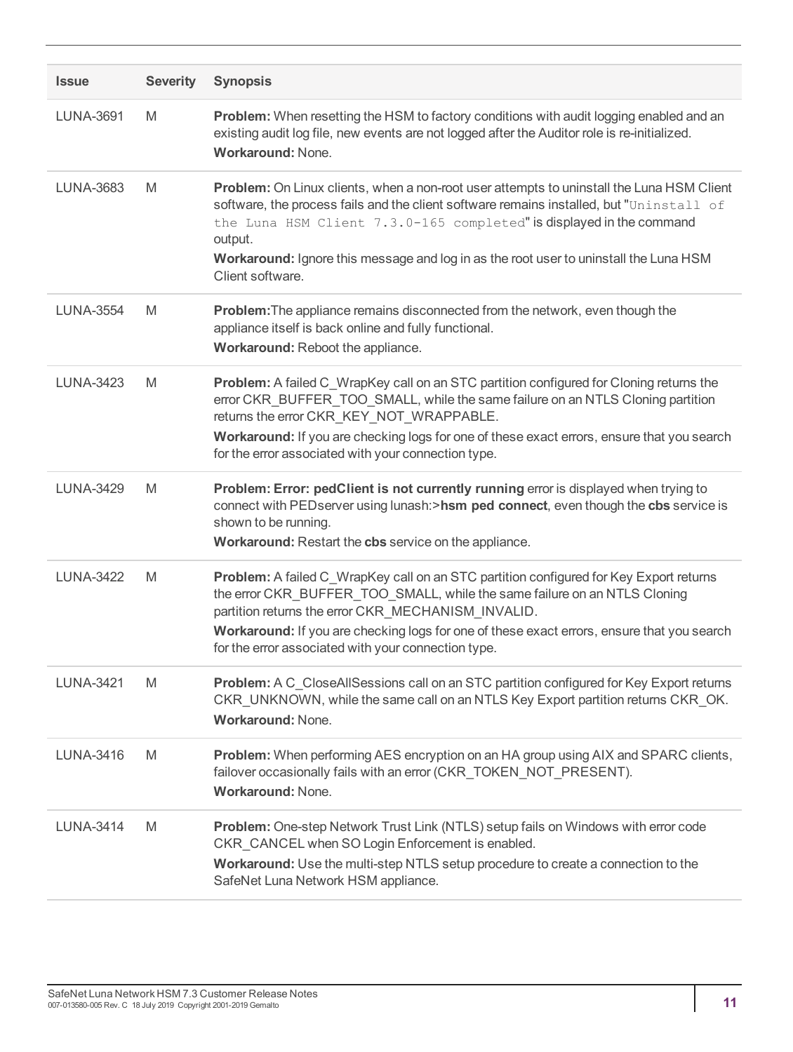| Issue | Severity | Synopsis |
| --- | --- | --- |
| LUNA-3691 | M | **Problem:** When resetting the HSM to factory conditions with audit logging enabled and an existing audit log file, new events are not logged after the Auditor role is re-initialized.<br>**Workaround:** None. |
| LUNA-3683 | M | **Problem:** On Linux clients, when a non-root user attempts to uninstall the Luna HSM Client software, the process fails and the client software remains installed, but "`Uninstall of the Luna HSM Client 7.3.0-165 completed`" is displayed in the command output.<br>**Workaround:** Ignore this message and log in as the root user to uninstall the Luna HSM Client software. |
| LUNA-3554 | M | **Problem:** The appliance remains disconnected from the network, even though the appliance itself is back online and fully functional.<br>**Workaround:** Reboot the appliance. |
| LUNA-3423 | M | **Problem:** A failed C_WrapKey call on an STC partition configured for Cloning returns the error CKR_BUFFER_TOO_SMALL, while the same failure on an NTLS Cloning partition returns the error CKR_KEY_NOT_WRAPPABLE.<br>**Workaround:** If you are checking logs for one of these exact errors, ensure that you search for the error associated with your connection type. |
| LUNA-3429 | M | **Problem: Error: pedClient is not currently running** error is displayed when trying to connect with PEDserver using lunash:>**hsm ped connect**, even though the **cbs** service is shown to be running.<br>**Workaround:** Restart the **cbs** service on the appliance. |
| LUNA-3422 | M | **Problem:** A failed C_WrapKey call on an STC partition configured for Key Export returns the error CKR_BUFFER_TOO_SMALL, while the same failure on an NTLS Cloning partition returns the error CKR_MECHANISM_INVALID.<br>**Workaround:** If you are checking logs for one of these exact errors, ensure that you search for the error associated with your connection type. |
| LUNA-3421 | M | **Problem:** A C_CloseAllSessions call on an STC partition configured for Key Export returns CKR_UNKNOWN, while the same call on an NTLS Key Export partition returns CKR_OK.<br>**Workaround:** None. |
| LUNA-3416 | M | **Problem:** When performing AES encryption on an HA group using AIX and SPARC clients, failover occasionally fails with an error (CKR_TOKEN_NOT_PRESENT).<br>**Workaround:** None. |
| LUNA-3414 | M | **Problem:** One-step Network Trust Link (NTLS) setup fails on Windows with error code CKR_CANCEL when SO Login Enforcement is enabled.<br>**Workaround:** Use the multi-step NTLS setup procedure to create a connection to the SafeNet Luna Network HSM appliance. |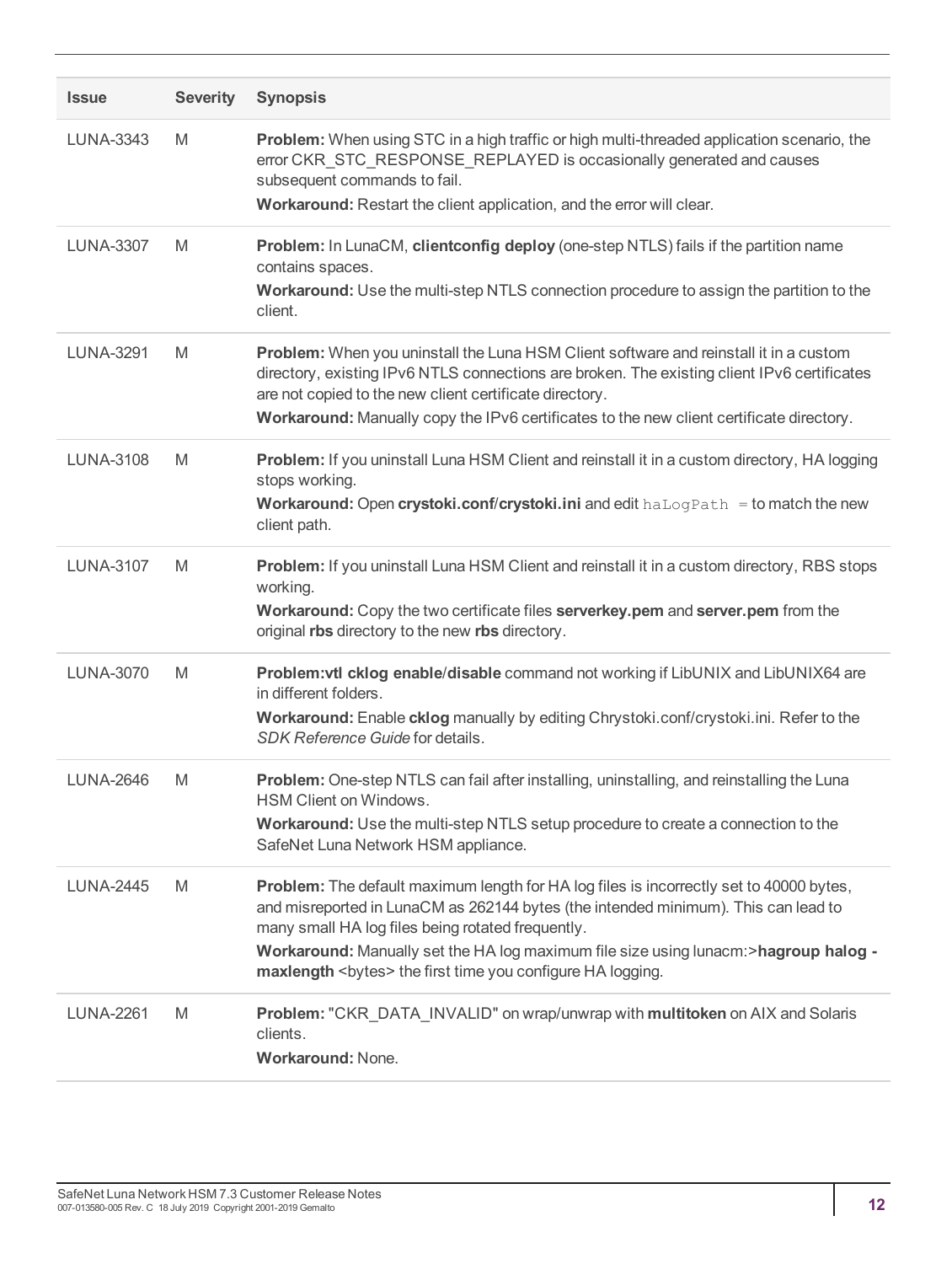| Issue | Severity | Synopsis |
| --- | --- | --- |
| LUNA-3343 | M | **Problem:** When using STC in a high traffic or high multi-threaded application scenario, the error CKR_STC_RESPONSE_REPLAYED is occasionally generated and causes subsequent commands to fail.<br>**Workaround:** Restart the client application, and the error will clear. |
| LUNA-3307 | M | **Problem:** In LunaCM, **clientconfig deploy** (one-step NTLS) fails if the partition name contains spaces.<br>**Workaround:** Use the multi-step NTLS connection procedure to assign the partition to the client. |
| LUNA-3291 | M | **Problem:** When you uninstall the Luna HSM Client software and reinstall it in a custom directory, existing IPv6 NTLS connections are broken. The existing client IPv6 certificates are not copied to the new client certificate directory.<br>**Workaround:** Manually copy the IPv6 certificates to the new client certificate directory. |
| LUNA-3108 | M | **Problem:** If you uninstall Luna HSM Client and reinstall it in a custom directory, HA logging stops working.<br>**Workaround:** Open **crystoki.conf**/**crystoki.ini** and edit `haLogPath =` to match the new client path. |
| LUNA-3107 | M | **Problem:** If you uninstall Luna HSM Client and reinstall it in a custom directory, RBS stops working.<br>**Workaround:** Copy the two certificate files **serverkey.pem** and **server.pem** from the original **rbs** directory to the new **rbs** directory. |
| LUNA-3070 | M | **Problem:vtl cklog enable**/**disable** command not working if LibUNIX and LibUNIX64 are in different folders.<br>**Workaround:** Enable **cklog** manually by editing Chrystoki.conf/crystoki.ini. Refer to the *SDK Reference Guide* for details. |
| LUNA-2646 | M | **Problem:** One-step NTLS can fail after installing, uninstalling, and reinstalling the Luna HSM Client on Windows.<br>**Workaround:** Use the multi-step NTLS setup procedure to create a connection to the SafeNet Luna Network HSM appliance. |
| LUNA-2445 | M | **Problem:** The default maximum length for HA log files is incorrectly set to 40000 bytes, and misreported in LunaCM as 262144 bytes (the intended minimum). This can lead to many small HA log files being rotated frequently.<br>**Workaround:** Manually set the HA log maximum file size using lunacm:>**hagroup halog -maxlength** <bytes> the first time you configure HA logging. |
| LUNA-2261 | M | **Problem:** "CKR_DATA_INVALID" on wrap/unwrap with **multitoken** on AIX and Solaris clients.<br>**Workaround:** None. |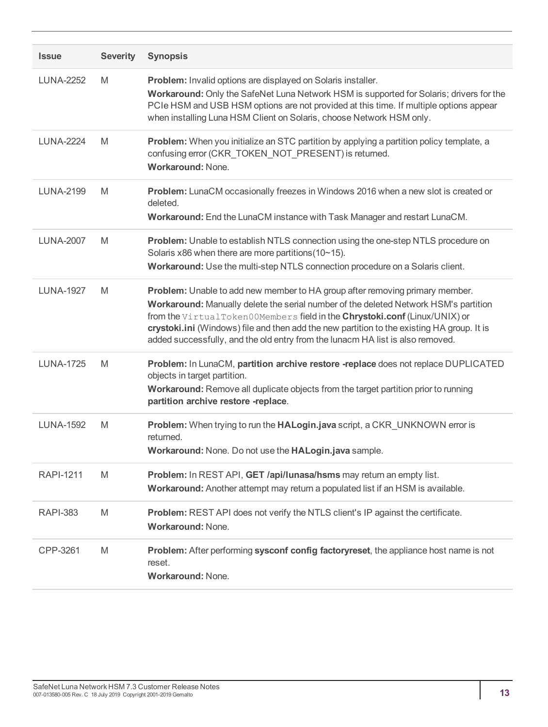| Issue | Severity | Synopsis |
| --- | --- | --- |
| LUNA-2252 | M | **Problem:** Invalid options are displayed on Solaris installer.<br>**Workaround:** Only the SafeNet Luna Network HSM is supported for Solaris; drivers for the PCIe HSM and USB HSM options are not provided at this time. If multiple options appear when installing Luna HSM Client on Solaris, choose Network HSM only. |
| LUNA-2224 | M | **Problem:** When you initialize an STC partition by applying a partition policy template, a confusing error (CKR_TOKEN_NOT_PRESENT) is returned.<br>**Workaround:** None. |
| LUNA-2199 | M | **Problem:** LunaCM occasionally freezes in Windows 2016 when a new slot is created or deleted.<br>**Workaround:** End the LunaCM instance with Task Manager and restart LunaCM. |
| LUNA-2007 | M | **Problem:** Unable to establish NTLS connection using the one-step NTLS procedure on Solaris x86 when there are more partitions(10~15).<br>**Workaround:** Use the multi-step NTLS connection procedure on a Solaris client. |
| LUNA-1927 | M | **Problem:** Unable to add new member to HA group after removing primary member.<br>**Workaround:** Manually delete the serial number of the deleted Network HSM's partition from the `VirtualToken00Members` field in the **Chrystoki.conf** (Linux/UNIX) or **crystoki.ini** (Windows) file and then add the new partition to the existing HA group. It is added successfully, and the old entry from the lunacm HA list is also removed. |
| LUNA-1725 | M | **Problem:** In LunaCM, **partition archive restore -replace** does not replace DUPLICATED objects in target partition.<br>**Workaround:** Remove all duplicate objects from the target partition prior to running **partition archive restore -replace**. |
| LUNA-1592 | M | **Problem:** When trying to run the **HALogin.java** script, a CKR_UNKNOWN error is returned.<br>**Workaround:** None. Do not use the **HALogin.java** sample. |
| RAPI-1211 | M | **Problem:** In REST API, **GET /api/lunasa/hsms** may return an empty list.<br>**Workaround:** Another attempt may return a populated list if an HSM is available. |
| RAPI-383 | M | **Problem:** REST API does not verify the NTLS client's IP against the certificate.<br>**Workaround:** None. |
| CPP-3261 | M | **Problem:** After performing **sysconf config factoryreset**, the appliance host name is not reset.<br>**Workaround:** None. |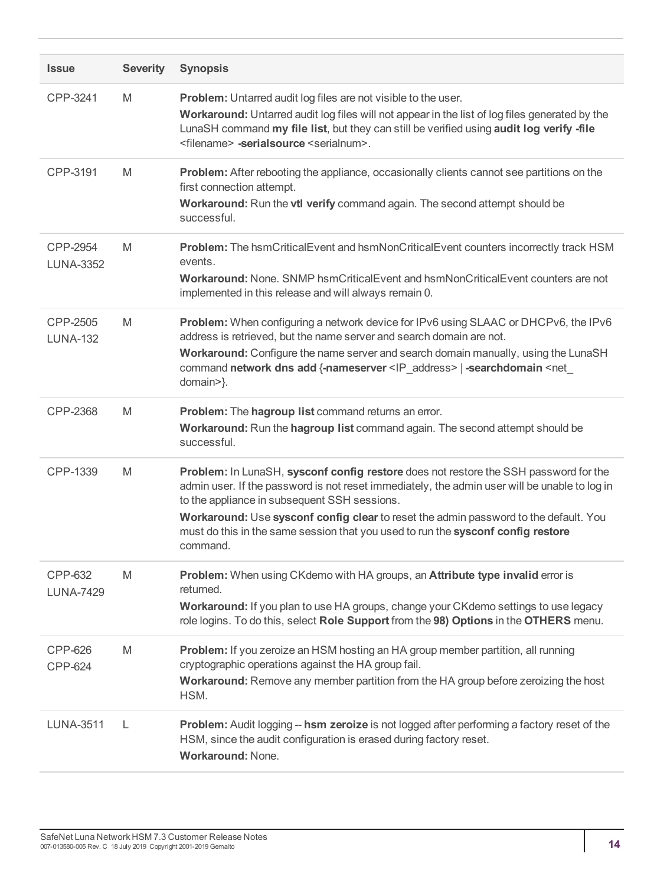| Issue | Severity | Synopsis |
|---|---|---|
| CPP-3241 | M | **Problem:** Untarred audit log files are not visible to the user.<br>**Workaround:** Untarred audit log files will not appear in the list of log files generated by the LunaSH command **my file list**, but they can still be verified using **audit log verify -file** <filename> **-serialsource** <serialnum>. |
| CPP-3191 | M | **Problem:** After rebooting the appliance, occasionally clients cannot see partitions on the first connection attempt.<br>**Workaround:** Run the **vtl verify** command again. The second attempt should be successful. |
| CPP-2954<br>LUNA-3352 | M | **Problem:** The hsmCriticalEvent and hsmNonCriticalEvent counters incorrectly track HSM events.<br>**Workaround:** None. SNMP hsmCriticalEvent and hsmNonCriticalEvent counters are not implemented in this release and will always remain 0. |
| CPP-2505<br>LUNA-132 | M | **Problem:** When configuring a network device for IPv6 using SLAAC or DHCPv6, the IPv6 address is retrieved, but the name server and search domain are not.<br>**Workaround:** Configure the name server and search domain manually, using the LunaSH command **network dns add** {**-nameserver** <IP_address> \| **-searchdomain** <net_domain>}. |
| CPP-2368 | M | **Problem:** The **hagroup list** command returns an error.<br>**Workaround:** Run the **hagroup list** command again. The second attempt should be successful. |
| CPP-1339 | M | **Problem:** In LunaSH, **sysconf config restore** does not restore the SSH password for the admin user. If the password is not reset immediately, the admin user will be unable to log in to the appliance in subsequent SSH sessions.<br>**Workaround:** Use **sysconf config clear** to reset the admin password to the default. You must do this in the same session that you used to run the **sysconf config restore** command. |
| CPP-632<br>LUNA-7429 | M | **Problem:** When using CKdemo with HA groups, an **Attribute type invalid** error is returned.<br>**Workaround:** If you plan to use HA groups, change your CKdemo settings to use legacy role logins. To do this, select **Role Support** from the **98) Options** in the **OTHERS** menu. |
| CPP-626<br>CPP-624 | M | **Problem:** If you zeroize an HSM hosting an HA group member partition, all running cryptographic operations against the HA group fail.<br>**Workaround:** Remove any member partition from the HA group before zeroizing the host HSM. |
| LUNA-3511 | L | **Problem:** Audit logging -- **hsm zeroize** is not logged after performing a factory reset of the HSM, since the audit configuration is erased during factory reset.<br>**Workaround:** None. |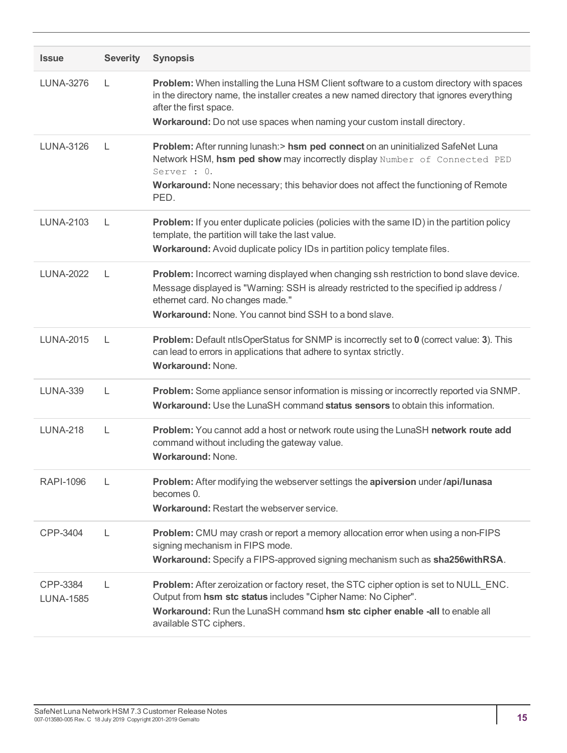| Issue | Severity | Synopsis |
|---|---|---|
| LUNA-3276 | L | **Problem:** When installing the Luna HSM Client software to a custom directory with spaces in the directory name, the installer creates a new named directory that ignores everything after the first space.<br>**Workaround:** Do not use spaces when naming your custom install directory. |
| LUNA-3126 | L | **Problem:** After running lunash:> **hsm ped connect** on an uninitialized SafeNet Luna Network HSM, **hsm ped show** may incorrectly display `Number of Connected PED Server : 0`.<br>**Workaround:** None necessary; this behavior does not affect the functioning of Remote PED. |
| LUNA-2103 | L | **Problem:** If you enter duplicate policies (policies with the same ID) in the partition policy template, the partition will take the last value.<br>**Workaround:** Avoid duplicate policy IDs in partition policy template files. |
| LUNA-2022 | L | **Problem:** Incorrect warning displayed when changing ssh restriction to bond slave device. Message displayed is "Warning: SSH is already restricted to the specified ip address / ethernet card. No changes made."<br>**Workaround:** None. You cannot bind SSH to a bond slave. |
| LUNA-2015 | L | **Problem:** Default ntlsOperStatus for SNMP is incorrectly set to **0** (correct value: **3**). This can lead to errors in applications that adhere to syntax strictly.<br>**Workaround:** None. |
| LUNA-339 | L | **Problem:** Some appliance sensor information is missing or incorrectly reported via SNMP.<br>**Workaround:** Use the LunaSH command **status sensors** to obtain this information. |
| LUNA-218 | L | **Problem:** You cannot add a host or network route using the LunaSH **network route add** command without including the gateway value.<br>**Workaround:** None. |
| RAPI-1096 | L | **Problem:** After modifying the webserver settings the **apiversion** under **/api/lunasa** becomes 0.<br>**Workaround:** Restart the webserver service. |
| CPP-3404 | L | **Problem:** CMU may crash or report a memory allocation error when using a non-FIPS signing mechanism in FIPS mode.<br>**Workaround:** Specify a FIPS-approved signing mechanism such as **sha256withRSA**. |
| CPP-3384<br>LUNA-1585 | L | **Problem:** After zeroization or factory reset, the STC cipher option is set to NULL_ENC. Output from **hsm stc status** includes "Cipher Name: No Cipher".<br>**Workaround:** Run the LunaSH command **hsm stc cipher enable -all** to enable all available STC ciphers. |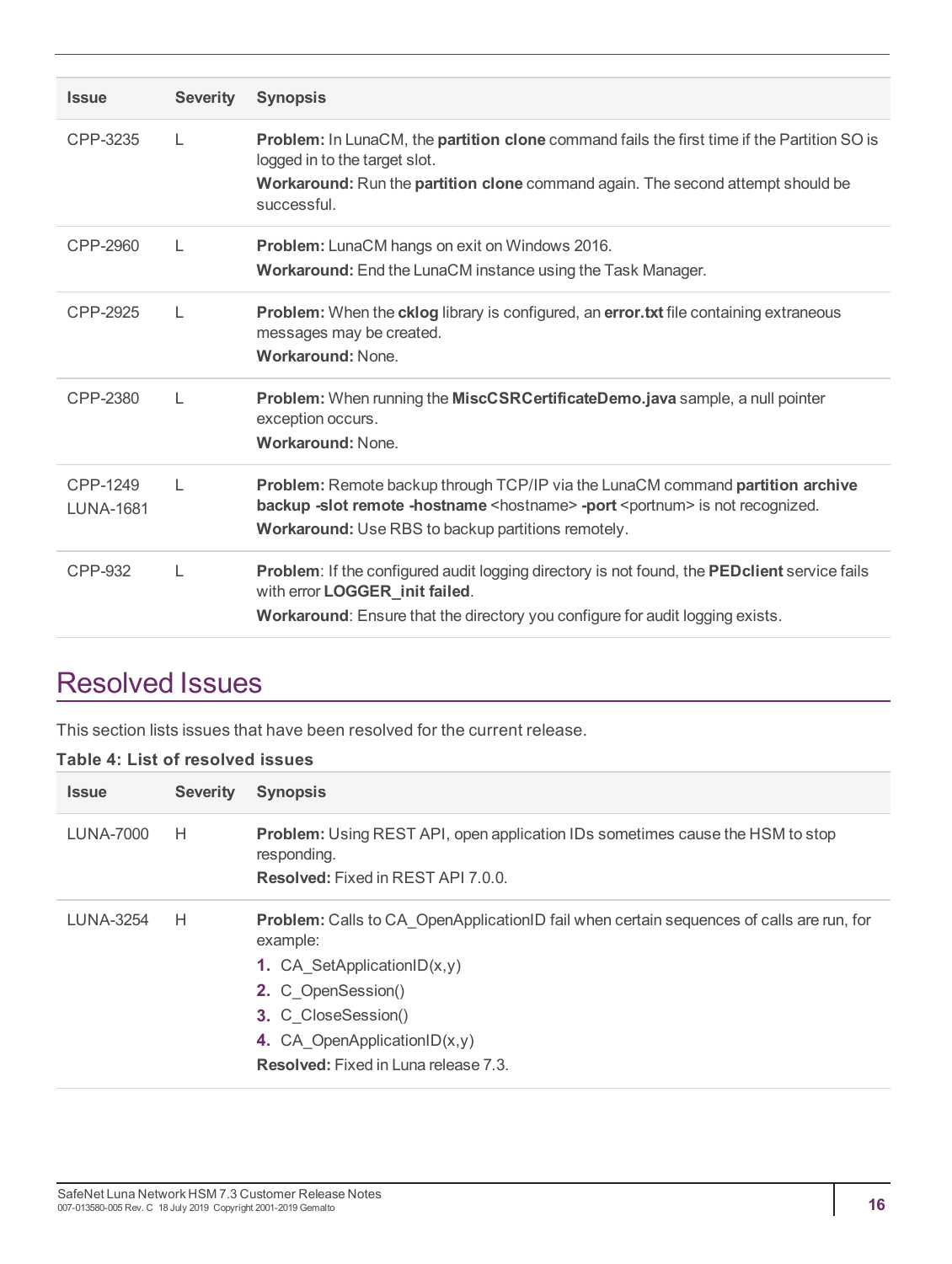| Issue | Severity | Synopsis |
| --- | --- | --- |
| CPP-3235 | L | **Problem:** In LunaCM, the **partition clone** command fails the first time if the Partition SO is logged in to the target slot.<br>**Workaround:** Run the **partition clone** command again. The second attempt should be successful. |
| CPP-2960 | L | **Problem:** LunaCM hangs on exit on Windows 2016.<br>**Workaround:** End the LunaCM instance using the Task Manager. |
| CPP-2925 | L | **Problem:** When the **cklog** library is configured, an **error.txt** file containing extraneous messages may be created.<br>**Workaround:** None. |
| CPP-2380 | L | **Problem:** When running the **MiscCSRCertificateDemo.java** sample, a null pointer exception occurs.<br>**Workaround:** None. |
| CPP-1249<br>LUNA-1681 | L | **Problem:** Remote backup through TCP/IP via the LunaCM command **partition archive backup -slot remote -hostname** <hostname> **-port** <portnum> is not recognized.<br>**Workaround:** Use RBS to backup partitions remotely. |
| CPP-932 | L | **Problem**: If the configured audit logging directory is not found, the **PEDclient** service fails with error **LOGGER_init failed**.<br>**Workaround**: Ensure that the directory you configure for audit logging exists. |

# Resolved Issues

This section lists issues that have been resolved for the current release.

**Table 4: List of resolved issues**

| Issue | Severity | Synopsis |
| --- | --- | --- |
| LUNA-7000 | H | **Problem:** Using REST API, open application IDs sometimes cause the HSM to stop responding.<br>**Resolved:** Fixed in REST API 7.0.0. |
| LUNA-3254 | H | **Problem:** Calls to CA_OpenApplicationID fail when certain sequences of calls are run, for example:<br>**1.** CA_SetApplicationID(x,y)<br>**2.** C_OpenSession()<br>**3.** C_CloseSession()<br>**4.** CA_OpenApplicationID(x,y)<br>**Resolved:** Fixed in Luna release 7.3. |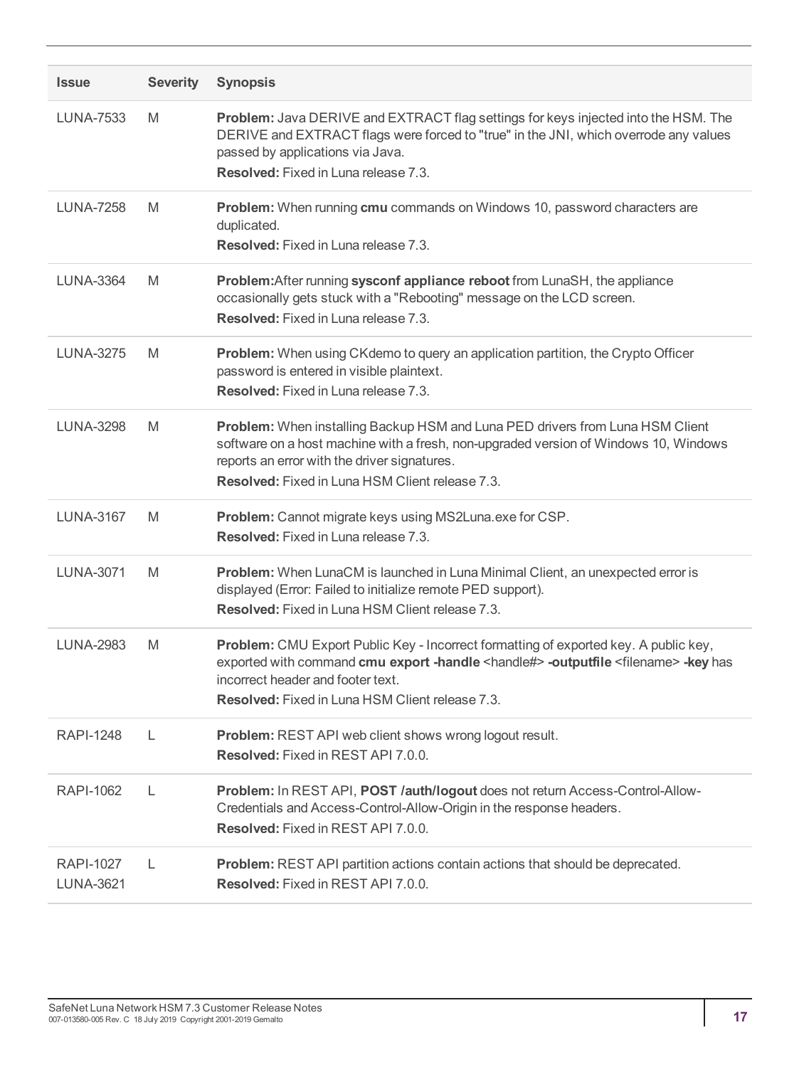| Issue | Severity | Synopsis |
| --- | --- | --- |
| LUNA-7533 | M | **Problem:** Java DERIVE and EXTRACT flag settings for keys injected into the HSM. The DERIVE and EXTRACT flags were forced to "true" in the JNI, which overrode any values passed by applications via Java.<br>**Resolved:** Fixed in Luna release 7.3. |
| LUNA-7258 | M | **Problem:** When running **cmu** commands on Windows 10, password characters are duplicated.<br>**Resolved:** Fixed in Luna release 7.3. |
| LUNA-3364 | M | **Problem:**After running **sysconf appliance reboot** from LunaSH, the appliance occasionally gets stuck with a "Rebooting" message on the LCD screen.<br>**Resolved:** Fixed in Luna release 7.3. |
| LUNA-3275 | M | **Problem:** When using CKdemo to query an application partition, the Crypto Officer password is entered in visible plaintext.<br>**Resolved:** Fixed in Luna release 7.3. |
| LUNA-3298 | M | **Problem:** When installing Backup HSM and Luna PED drivers from Luna HSM Client software on a host machine with a fresh, non-upgraded version of Windows 10, Windows reports an error with the driver signatures.<br>**Resolved:** Fixed in Luna HSM Client release 7.3. |
| LUNA-3167 | M | **Problem:** Cannot migrate keys using MS2Luna.exe for CSP.<br>**Resolved:** Fixed in Luna release 7.3. |
| LUNA-3071 | M | **Problem:** When LunaCM is launched in Luna Minimal Client, an unexpected error is displayed (Error: Failed to initialize remote PED support).<br>**Resolved:** Fixed in Luna HSM Client release 7.3. |
| LUNA-2983 | M | **Problem:** CMU Export Public Key - Incorrect formatting of exported key. A public key, exported with command **cmu export -handle** <handle#> **-outputfile** <filename> **-key** has incorrect header and footer text.<br>**Resolved:** Fixed in Luna HSM Client release 7.3. |
| RAPI-1248 | L | **Problem:** REST API web client shows wrong logout result.<br>**Resolved:** Fixed in REST API 7.0.0. |
| RAPI-1062 | L | **Problem:** In REST API, **POST /auth/logout** does not return Access-Control-Allow-Credentials and Access-Control-Allow-Origin in the response headers.<br>**Resolved:** Fixed in REST API 7.0.0. |
| RAPI-1027<br>LUNA-3621 | L | **Problem:** REST API partition actions contain actions that should be deprecated.<br>**Resolved:** Fixed in REST API 7.0.0. |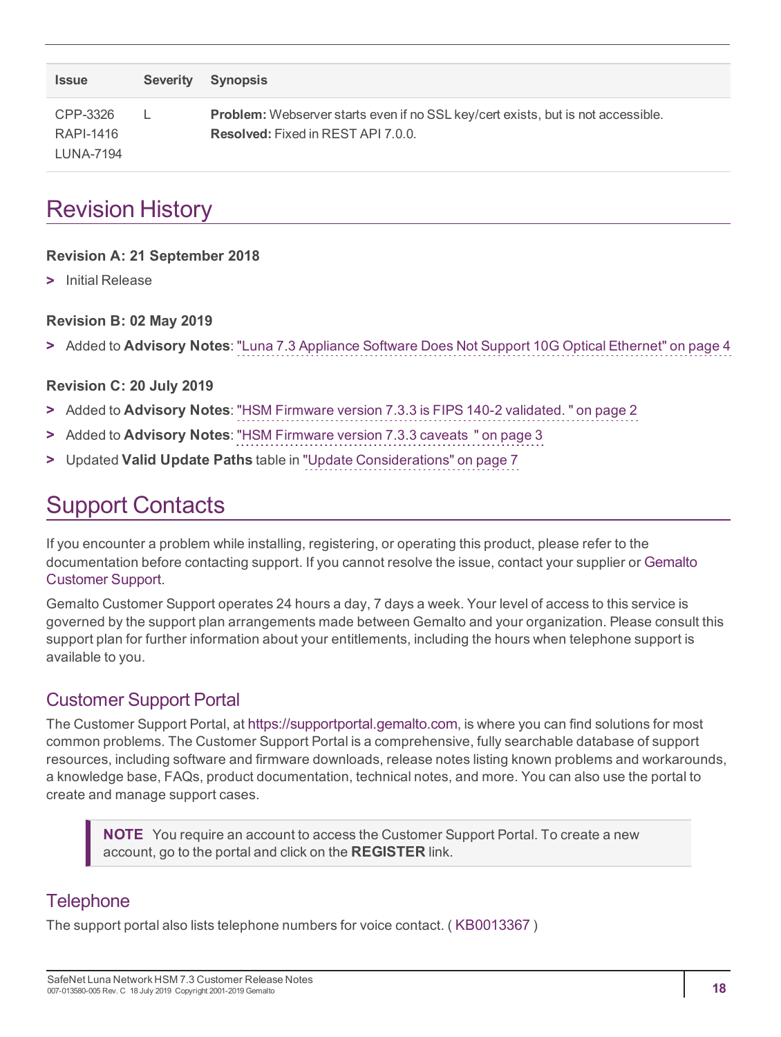| Issue | Severity | Synopsis |
| --- | --- | --- |
| CPP-3326<br>RAPI-1416<br>LUNA-7194 | L | **Problem:** Webserver starts even if no SSL key/cert exists, but is not accessible.<br>**Resolved:** Fixed in REST API 7.0.0. |

# Revision History

**Revision A: 21 September 2018**

> Initial Release

**Revision B: 02 May 2019**

> Added to **Advisory Notes**: "Luna 7.3 Appliance Software Does Not Support 10G Optical Ethernet" on page 4

**Revision C: 20 July 2019**

> Added to **Advisory Notes**: "HSM Firmware version 7.3.3 is FIPS 140-2 validated. " on page 2

> Added to **Advisory Notes**: "HSM Firmware version 7.3.3 caveats " on page 3

> Updated **Valid Update Paths** table in "Update Considerations" on page 7

# Support Contacts

If you encounter a problem while installing, registering, or operating this product, please refer to the documentation before contacting support. If you cannot resolve the issue, contact your supplier or Gemalto Customer Support.

Gemalto Customer Support operates 24 hours a day, 7 days a week. Your level of access to this service is governed by the support plan arrangements made between Gemalto and your organization. Please consult this support plan for further information about your entitlements, including the hours when telephone support is available to you.

## Customer Support Portal

The Customer Support Portal, at https://supportportal.gemalto.com, is where you can find solutions for most common problems. The Customer Support Portal is a comprehensive, fully searchable database of support resources, including software and firmware downloads, release notes listing known problems and workarounds, a knowledge base, FAQs, product documentation, technical notes, and more. You can also use the portal to create and manage support cases.

> **NOTE** You require an account to access the Customer Support Portal. To create a new account, go to the portal and click on the **REGISTER** link.

## Telephone

The support portal also lists telephone numbers for voice contact. ( KB0013367 )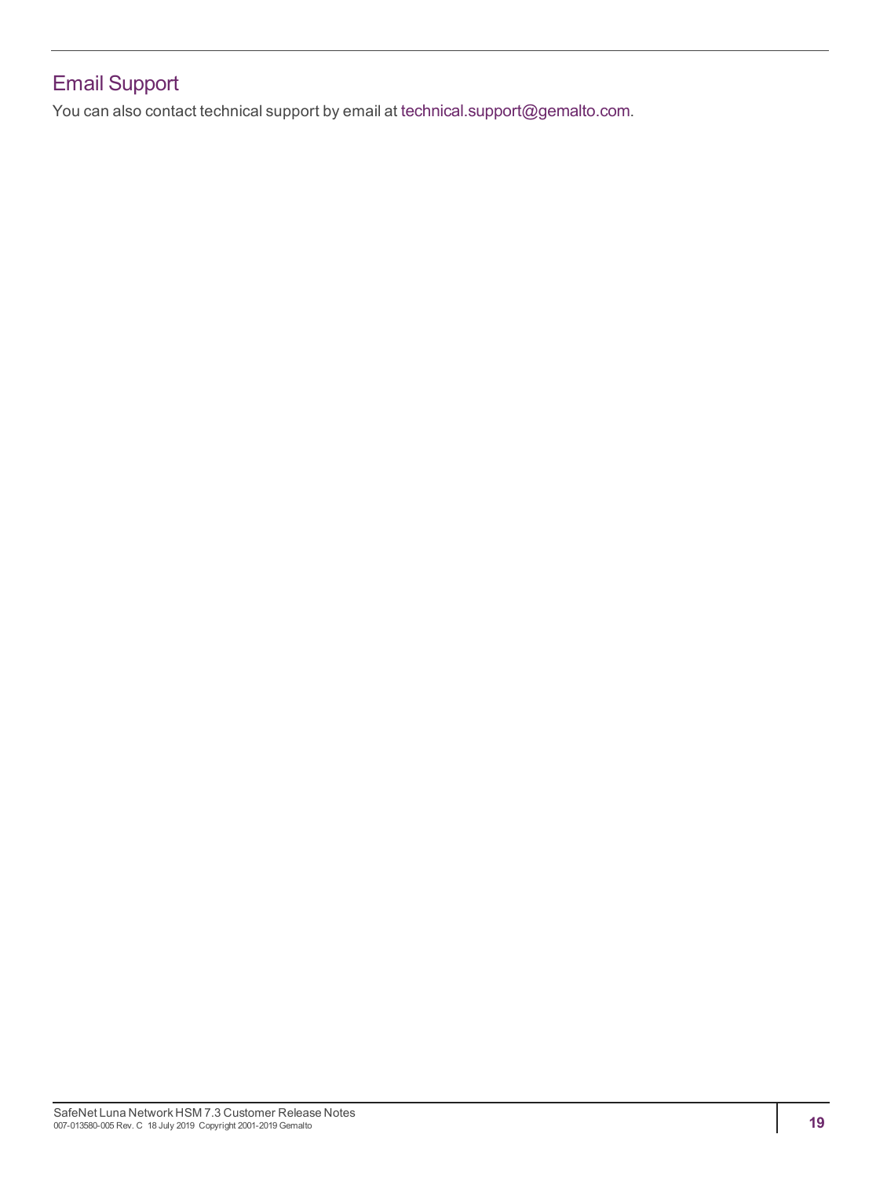## Email Support

You can also contact technical support by email at technical.support@gemalto.com.